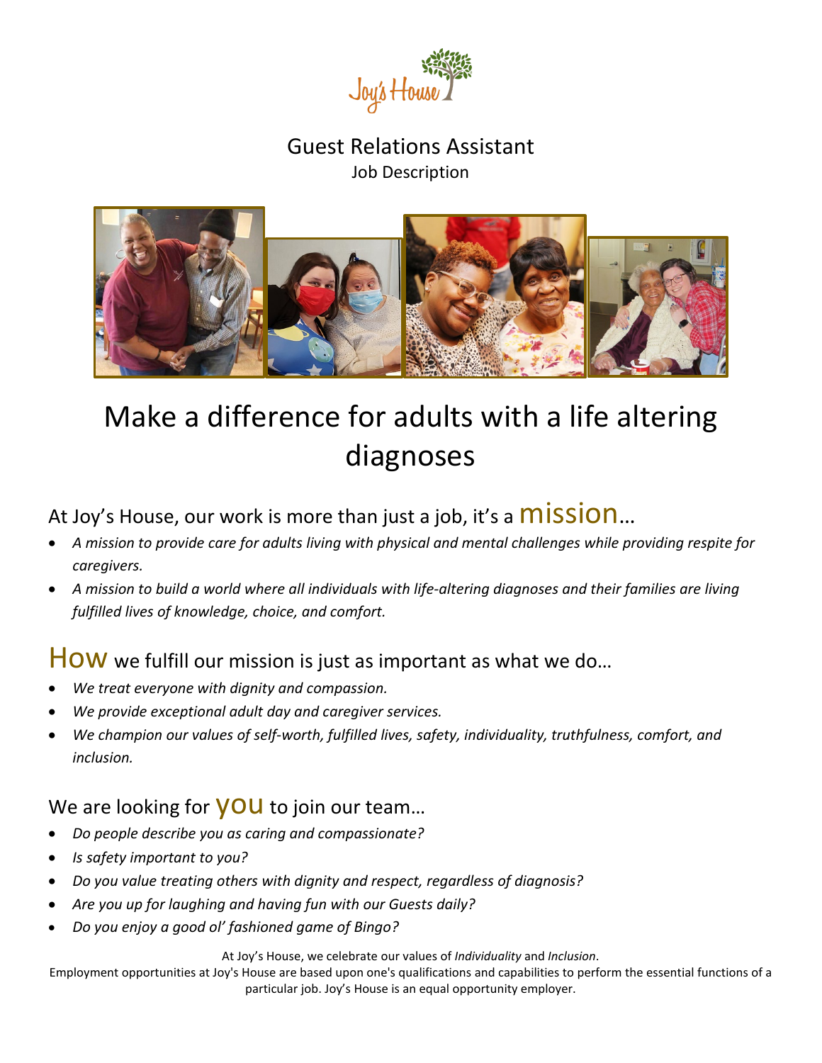# Guest Relations Assistant

Job Description

## Make a difference for adults with a life altering diagnoses

### At Joy's House, our work is more than just a job, it's a mission…

- *A mission to provide care for adults living with physical and mental challenges while providing respite for caregivers.*
- *A mission to build a world where all individuals with life-altering diagnoses and their families are living fulfilled lives of knowledge, choice, and comfort.*

### How we fulfill our mission is just as important as what we do…

- *We treat everyone with dignity and compassion.*
- *We provide exceptional adult day and caregiver services.*
- *We champion our values of self-worth, fulfilled lives, safety, individuality, truthfulness, comfort, and inclusion.*

### We are looking for you to join our team…

- *Do people describe you as caring and compassionate?*
- *Is safety important to you?*
- *Do you value treating others with dignity and respect, regardless of diagnosis?*
- *Are you up for laughing and having fun with our Guests daily?*
- *Do you enjoy a good ol' fashioned game of Bingo?*

At Joy's House, we celebrate our values of *Individuality* and *Inclusion*.
Employment opportunities at Joy's House are based upon one's qualifications and capabilities to perform the essential functions of a particular job. Joy's House is an equal opportunity employer.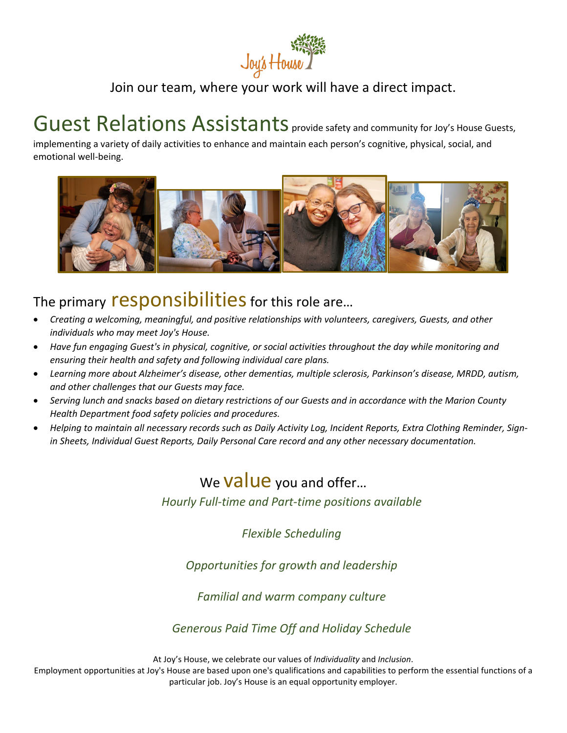Joy's House

Join our team, where your work will have a direct impact.

# Guest Relations Assistants

**Guest Relations Assistants** provide safety and community for Joy's House Guests, implementing a variety of daily activities to enhance and maintain each person's cognitive, physical, social, and emotional well-being.

## The primary responsibilities for this role are…

- *Creating a welcoming, meaningful, and positive relationships with volunteers, caregivers, Guests, and other individuals who may meet Joy's House.*
- *Have fun engaging Guest's in physical, cognitive, or social activities throughout the day while monitoring and ensuring their health and safety and following individual care plans.*
- *Learning more about Alzheimer's disease, other dementias, multiple sclerosis, Parkinson's disease, MRDD, autism, and other challenges that our Guests may face.*
- *Serving lunch and snacks based on dietary restrictions of our Guests and in accordance with the Marion County Health Department food safety policies and procedures.*
- *Helping to maintain all necessary records such as Daily Activity Log, Incident Reports, Extra Clothing Reminder, Sign-in Sheets, Individual Guest Reports, Daily Personal Care record and any other necessary documentation.*

## We value you and offer…

*Hourly Full-time and Part-time positions available*

*Flexible Scheduling*

*Opportunities for growth and leadership*

*Familial and warm company culture*

*Generous Paid Time Off and Holiday Schedule*

At Joy's House, we celebrate our values of *Individuality* and *Inclusion*.
Employment opportunities at Joy's House are based upon one's qualifications and capabilities to perform the essential functions of a particular job. Joy's House is an equal opportunity employer.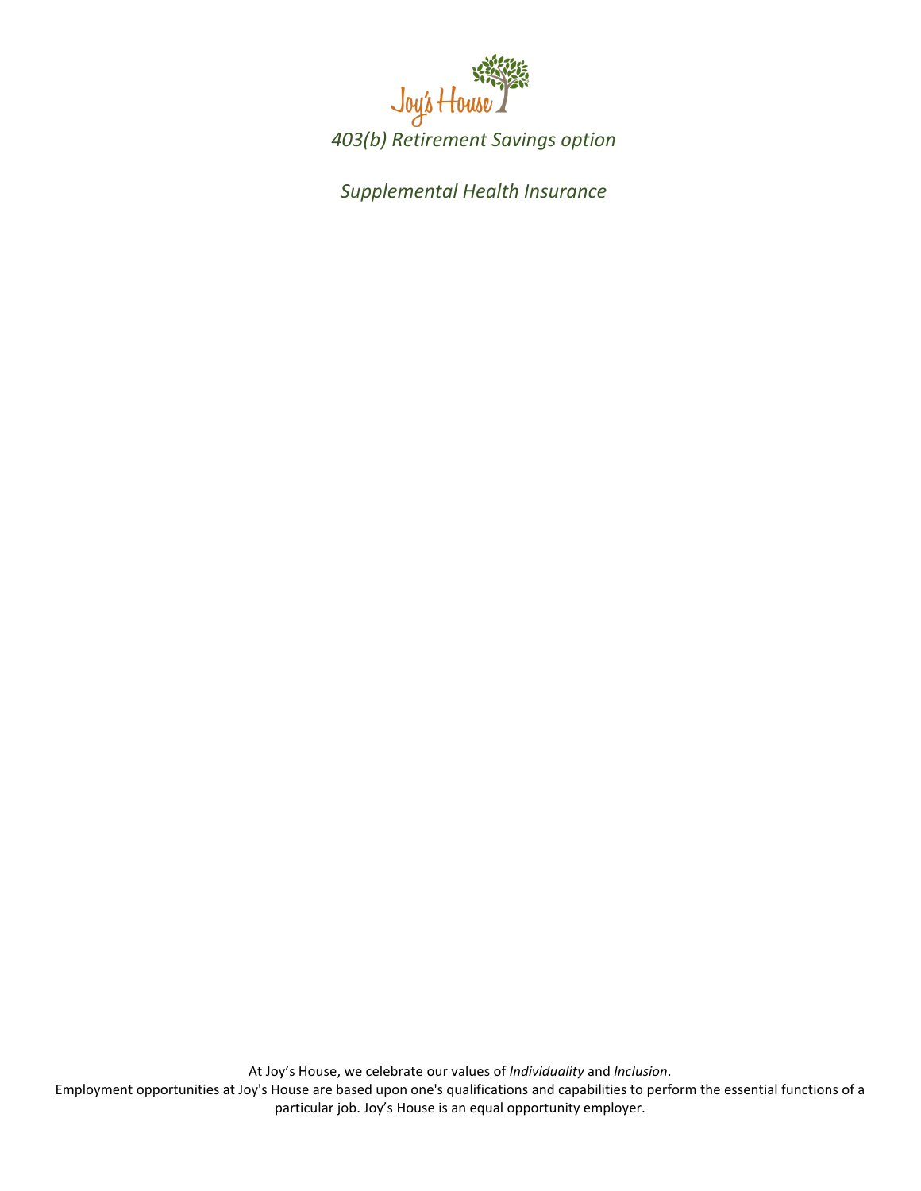Joy's House

*403(b) Retirement Savings option*

*Supplemental Health Insurance*

At Joy's House, we celebrate our values of *Individuality* and *Inclusion*.

Employment opportunities at Joy's House are based upon one's qualifications and capabilities to perform the essential functions of a particular job. Joy's House is an equal opportunity employer.